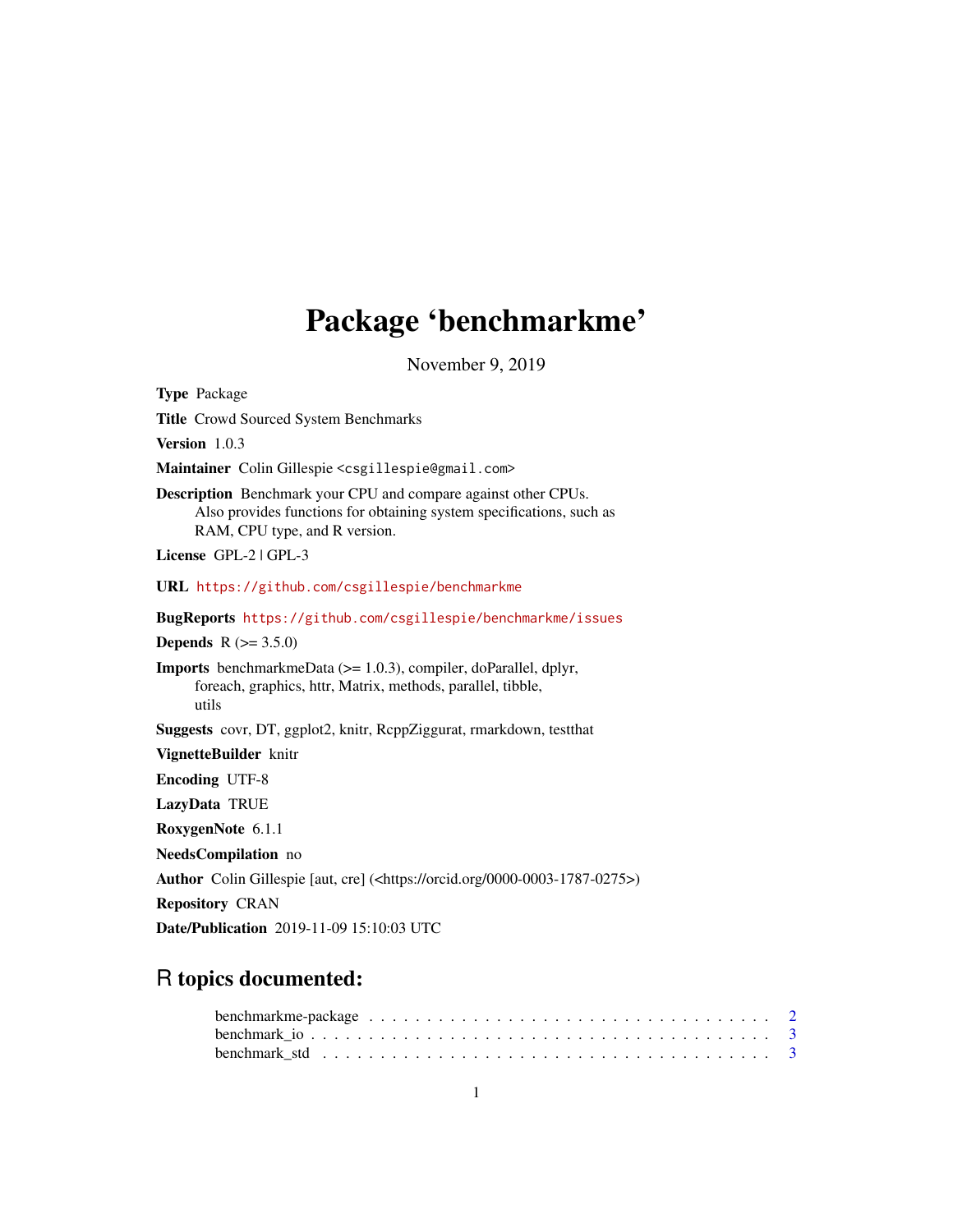# Package 'benchmarkme'

November 9, 2019

**Type** Package

**Title** Crowd Sourced System Benchmarks

**Version** 1.0.3

**Maintainer** Colin Gillespie <csgillespie@gmail.com>

**Description** Benchmark your CPU and compare against other CPUs. Also provides functions for obtaining system specifications, such as RAM, CPU type, and R version.

**License** GPL-2 | GPL-3

**URL** https://github.com/csgillespie/benchmarkme

**BugReports** https://github.com/csgillespie/benchmarkme/issues

**Depends** R (>= 3.5.0)

**Imports** benchmarkmeData (>= 1.0.3), compiler, doParallel, dplyr, foreach, graphics, httr, Matrix, methods, parallel, tibble, utils

**Suggests** covr, DT, ggplot2, knitr, RcppZiggurat, rmarkdown, testthat

**VignetteBuilder** knitr

**Encoding** UTF-8

**LazyData** TRUE

**RoxygenNote** 6.1.1

**NeedsCompilation** no

**Author** Colin Gillespie [aut, cre] (<https://orcid.org/0000-0003-1787-0275>)

**Repository** CRAN

**Date/Publication** 2019-11-09 15:10:03 UTC

## R topics documented:

benchmarkme-package . . . . . . . . . . . . . . . . . . . . . . . . . . . . . . . . . . 2
benchmark_io . . . . . . . . . . . . . . . . . . . . . . . . . . . . . . . . . . . . . . 3
benchmark_std . . . . . . . . . . . . . . . . . . . . . . . . . . . . . . . . . . . . . 3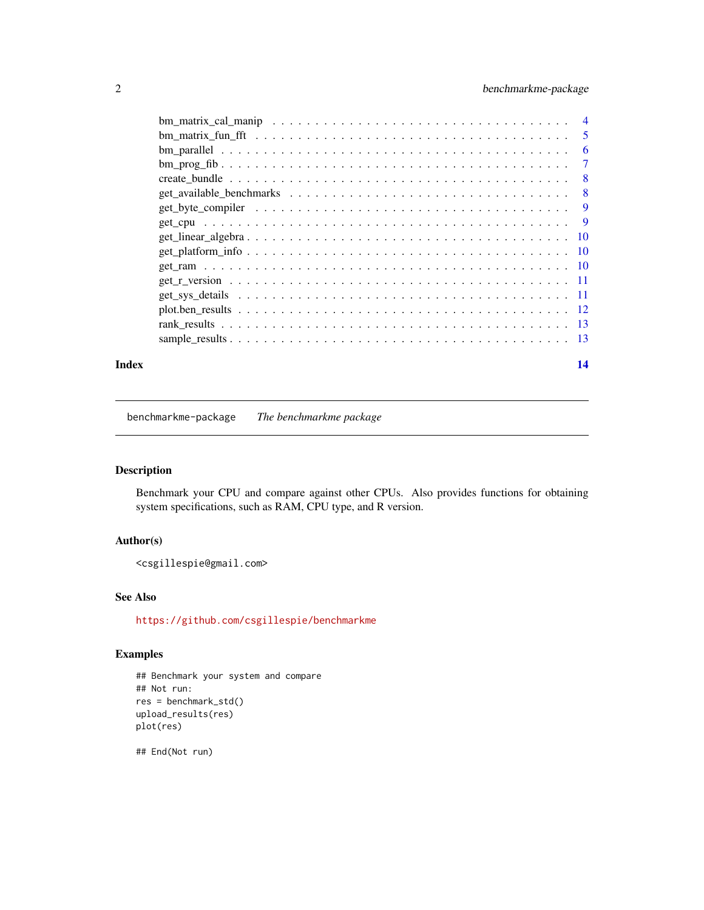bm_matrix_cal_manip . . . . . . . . . . . . . . . . . . . . . . . . . . . . . . . . . 4
bm_matrix_fun_fft . . . . . . . . . . . . . . . . . . . . . . . . . . . . . . . . . . 5
bm_parallel . . . . . . . . . . . . . . . . . . . . . . . . . . . . . . . . . . . . . 6
bm_prog_fib . . . . . . . . . . . . . . . . . . . . . . . . . . . . . . . . . . . . . 7
create_bundle . . . . . . . . . . . . . . . . . . . . . . . . . . . . . . . . . . . . 8
get_available_benchmarks . . . . . . . . . . . . . . . . . . . . . . . . . . . . . . 8
get_byte_compiler . . . . . . . . . . . . . . . . . . . . . . . . . . . . . . . . . . 9
get_cpu . . . . . . . . . . . . . . . . . . . . . . . . . . . . . . . . . . . . . . . 9
get_linear_algebra . . . . . . . . . . . . . . . . . . . . . . . . . . . . . . . . . . 10
get_platform_info . . . . . . . . . . . . . . . . . . . . . . . . . . . . . . . . . . 10
get_ram . . . . . . . . . . . . . . . . . . . . . . . . . . . . . . . . . . . . . . . 10
get_r_version . . . . . . . . . . . . . . . . . . . . . . . . . . . . . . . . . . . . 11
get_sys_details . . . . . . . . . . . . . . . . . . . . . . . . . . . . . . . . . . . 11
plot.ben_results . . . . . . . . . . . . . . . . . . . . . . . . . . . . . . . . . . . 12
rank_results . . . . . . . . . . . . . . . . . . . . . . . . . . . . . . . . . . . . . 13
sample_results . . . . . . . . . . . . . . . . . . . . . . . . . . . . . . . . . . . . 13

**Index** **14**

---

`benchmarkme-package` *The benchmarkme package*

---

### Description

Benchmark your CPU and compare against other CPUs. Also provides functions for obtaining system specifications, such as RAM, CPU type, and R version.

### Author(s)

<csgillespie@gmail.com>

### See Also

https://github.com/csgillespie/benchmarkme

### Examples

```
## Benchmark your system and compare
## Not run:
res = benchmark_std()
upload_results(res)
plot(res)

## End(Not run)
```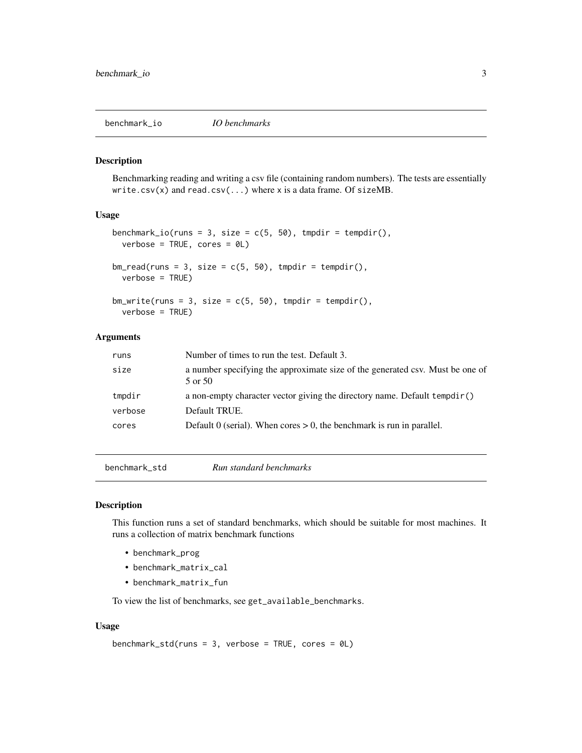## benchmark_io *IO benchmarks*

### Description

Benchmarking reading and writing a csv file (containing random numbers). The tests are essentially `write.csv(x)` and `read.csv(...)` where `x` is a data frame. Of `size`MB.

### Usage

```
benchmark_io(runs = 3, size = c(5, 50), tmpdir = tempdir(),
  verbose = TRUE, cores = 0L)

bm_read(runs = 3, size = c(5, 50), tmpdir = tempdir(),
  verbose = TRUE)

bm_write(runs = 3, size = c(5, 50), tmpdir = tempdir(),
  verbose = TRUE)
```

### Arguments

| | |
|---|---|
| `runs` | Number of times to run the test. Default 3. |
| `size` | a number specifying the approximate size of the generated csv. Must be one of 5 or 50 |
| `tmpdir` | a non-empty character vector giving the directory name. Default `tempdir()` |
| `verbose` | Default TRUE. |
| `cores` | Default 0 (serial). When cores > 0, the benchmark is run in parallel. |

## benchmark_std *Run standard benchmarks*

### Description

This function runs a set of standard benchmarks, which should be suitable for most machines. It runs a collection of matrix benchmark functions

- `benchmark_prog`
- `benchmark_matrix_cal`
- `benchmark_matrix_fun`

To view the list of benchmarks, see `get_available_benchmarks`.

### Usage

```
benchmark_std(runs = 3, verbose = TRUE, cores = 0L)
```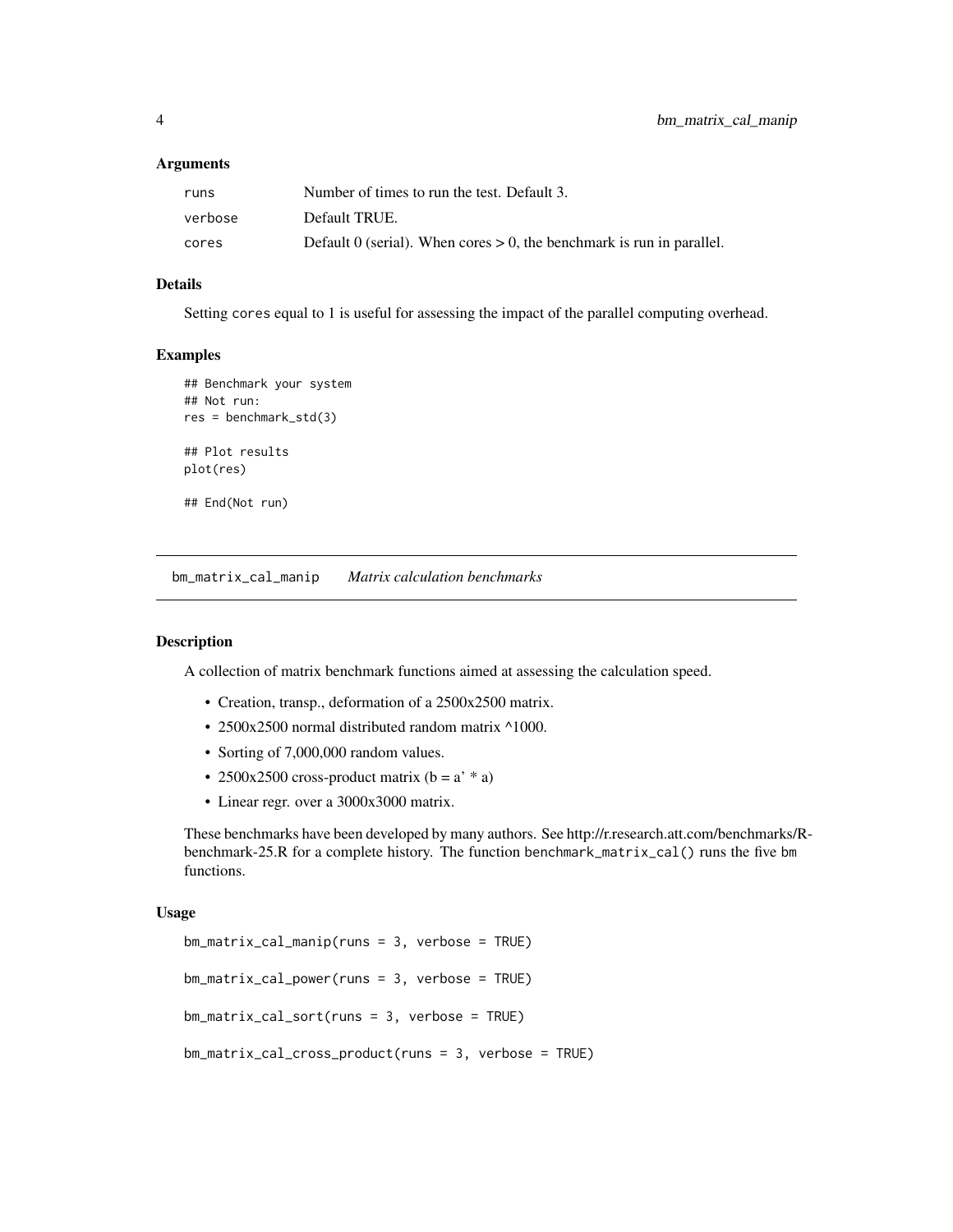### Arguments

| | |
|---|---|
| runs | Number of times to run the test. Default 3. |
| verbose | Default TRUE. |
| cores | Default 0 (serial). When cores > 0, the benchmark is run in parallel. |

### Details

Setting cores equal to 1 is useful for assessing the impact of the parallel computing overhead.

### Examples

```
## Benchmark your system
## Not run:
res = benchmark_std(3)

## Plot results
plot(res)

## End(Not run)
```

---

## bm_matrix_cal_manip *Matrix calculation benchmarks*

---

### Description

A collection of matrix benchmark functions aimed at assessing the calculation speed.

- Creation, transp., deformation of a 2500x2500 matrix.
- 2500x2500 normal distributed random matrix ^1000.
- Sorting of 7,000,000 random values.
- 2500x2500 cross-product matrix (b = a' * a)
- Linear regr. over a 3000x3000 matrix.

These benchmarks have been developed by many authors. See http://r.research.att.com/benchmarks/R-benchmark-25.R for a complete history. The function benchmark_matrix_cal() runs the five bm functions.

### Usage

```
bm_matrix_cal_manip(runs = 3, verbose = TRUE)

bm_matrix_cal_power(runs = 3, verbose = TRUE)

bm_matrix_cal_sort(runs = 3, verbose = TRUE)

bm_matrix_cal_cross_product(runs = 3, verbose = TRUE)
```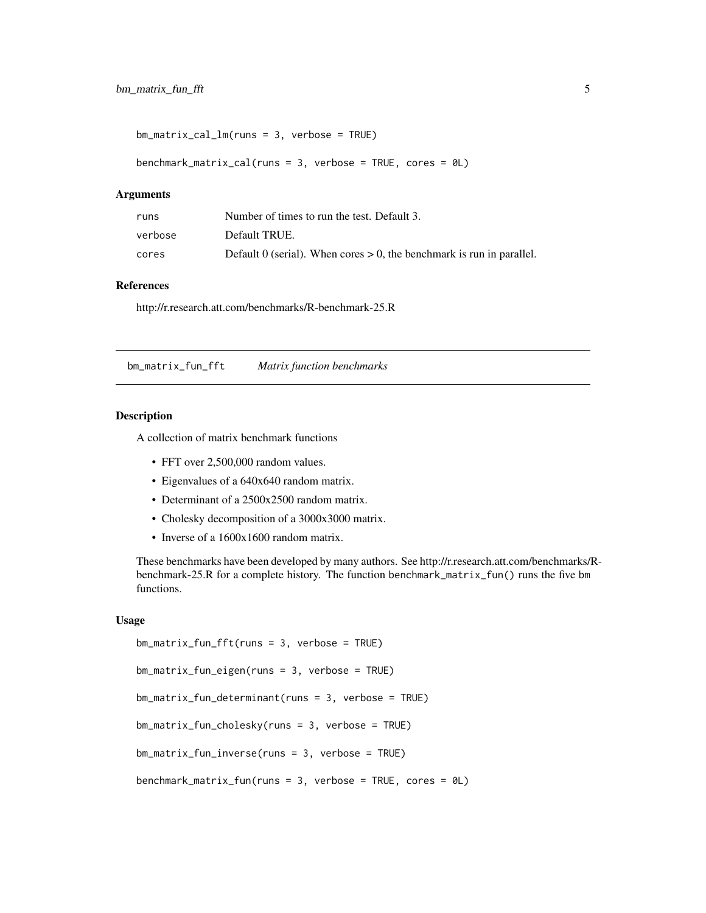```
bm_matrix_cal_lm(runs = 3, verbose = TRUE)

benchmark_matrix_cal(runs = 3, verbose = TRUE, cores = 0L)
```

### Arguments

| | |
|---|---|
| runs | Number of times to run the test. Default 3. |
| verbose | Default TRUE. |
| cores | Default 0 (serial). When cores > 0, the benchmark is run in parallel. |

### References

http://r.research.att.com/benchmarks/R-benchmark-25.R

## bm_matrix_fun_fft *Matrix function benchmarks*

### Description

A collection of matrix benchmark functions

- FFT over 2,500,000 random values.
- Eigenvalues of a 640x640 random matrix.
- Determinant of a 2500x2500 random matrix.
- Cholesky decomposition of a 3000x3000 matrix.
- Inverse of a 1600x1600 random matrix.

These benchmarks have been developed by many authors. See http://r.research.att.com/benchmarks/R-benchmark-25.R for a complete history. The function `benchmark_matrix_fun()` runs the five `bm` functions.

### Usage

```
bm_matrix_fun_fft(runs = 3, verbose = TRUE)

bm_matrix_fun_eigen(runs = 3, verbose = TRUE)

bm_matrix_fun_determinant(runs = 3, verbose = TRUE)

bm_matrix_fun_cholesky(runs = 3, verbose = TRUE)

bm_matrix_fun_inverse(runs = 3, verbose = TRUE)

benchmark_matrix_fun(runs = 3, verbose = TRUE, cores = 0L)
```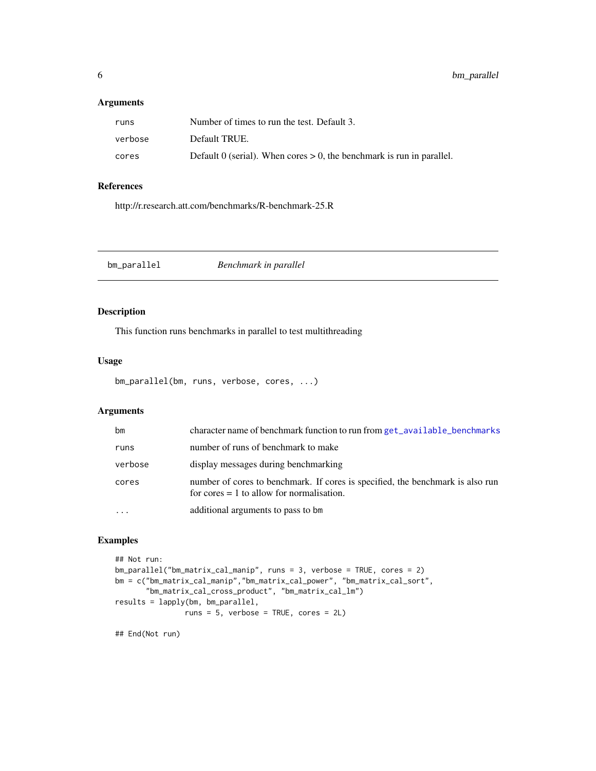## Arguments

| | |
|---|---|
| runs | Number of times to run the test. Default 3. |
| verbose | Default TRUE. |
| cores | Default 0 (serial). When cores > 0, the benchmark is run in parallel. |

## References

http://r.research.att.com/benchmarks/R-benchmark-25.R

---

# bm_parallel *Benchmark in parallel*

## Description

This function runs benchmarks in parallel to test multithreading

## Usage

```
bm_parallel(bm, runs, verbose, cores, ...)
```

## Arguments

| | |
|---|---|
| bm | character name of benchmark function to run from get_available_benchmarks |
| runs | number of runs of benchmark to make |
| verbose | display messages during benchmarking |
| cores | number of cores to benchmark. If cores is specified, the benchmark is also run for cores = 1 to allow for normalisation. |
| ... | additional arguments to pass to bm |

## Examples

```
## Not run:
bm_parallel("bm_matrix_cal_manip", runs = 3, verbose = TRUE, cores = 2)
bm = c("bm_matrix_cal_manip","bm_matrix_cal_power", "bm_matrix_cal_sort",
       "bm_matrix_cal_cross_product", "bm_matrix_cal_lm")
results = lapply(bm, bm_parallel,
                 runs = 5, verbose = TRUE, cores = 2L)

## End(Not run)
```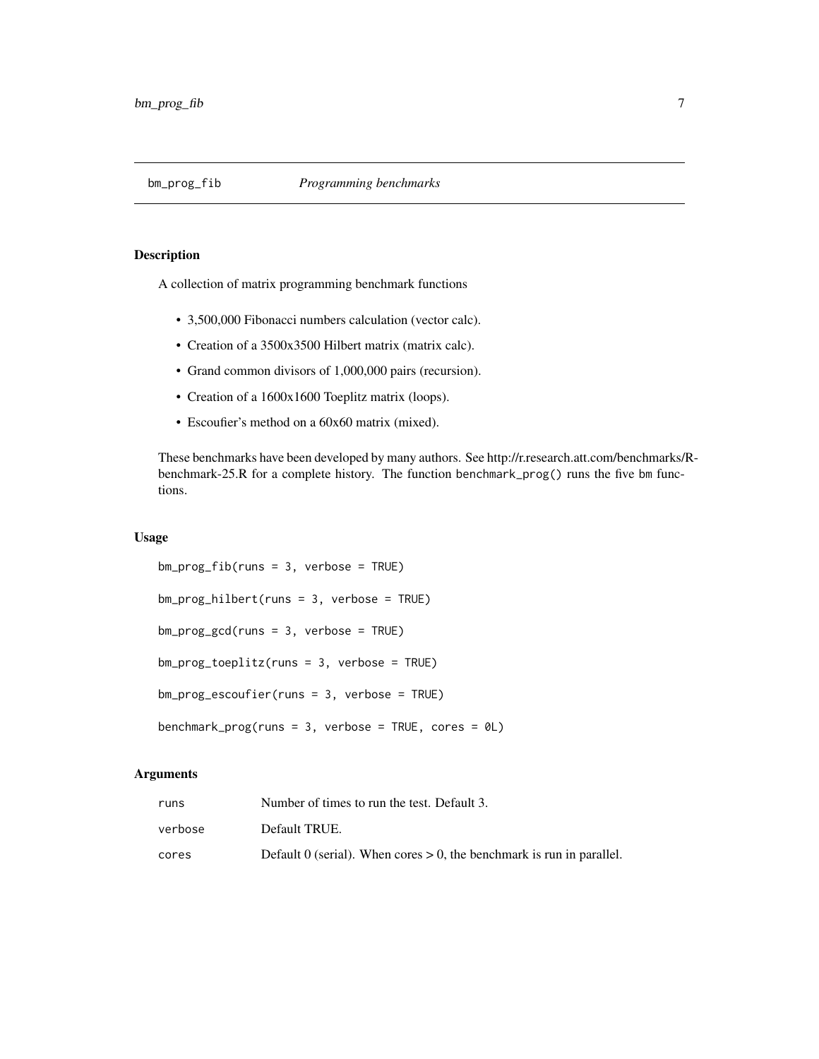# bm_prog_fib *Programming benchmarks*

## Description

A collection of matrix programming benchmark functions

- 3,500,000 Fibonacci numbers calculation (vector calc).
- Creation of a 3500x3500 Hilbert matrix (matrix calc).
- Grand common divisors of 1,000,000 pairs (recursion).
- Creation of a 1600x1600 Toeplitz matrix (loops).
- Escoufier's method on a 60x60 matrix (mixed).

These benchmarks have been developed by many authors. See http://r.research.att.com/benchmarks/R-benchmark-25.R for a complete history. The function `benchmark_prog()` runs the five `bm` functions.

## Usage

```
bm_prog_fib(runs = 3, verbose = TRUE)

bm_prog_hilbert(runs = 3, verbose = TRUE)

bm_prog_gcd(runs = 3, verbose = TRUE)

bm_prog_toeplitz(runs = 3, verbose = TRUE)

bm_prog_escoufier(runs = 3, verbose = TRUE)

benchmark_prog(runs = 3, verbose = TRUE, cores = 0L)
```

## Arguments

| | |
|---|---|
| `runs` | Number of times to run the test. Default 3. |
| `verbose` | Default TRUE. |
| `cores` | Default 0 (serial). When cores > 0, the benchmark is run in parallel. |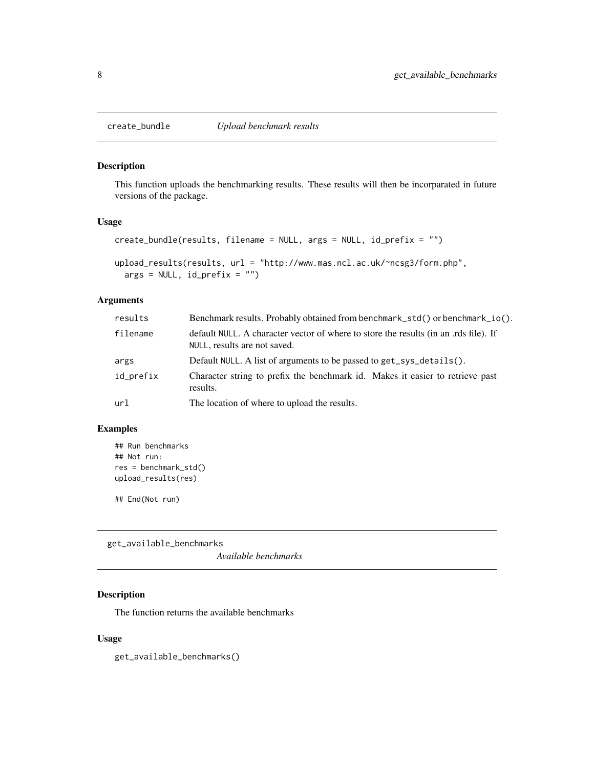## create_bundle *Upload benchmark results*

### Description

This function uploads the benchmarking results. These results will then be incorparated in future versions of the package.

### Usage

```
create_bundle(results, filename = NULL, args = NULL, id_prefix = "")

upload_results(results, url = "http://www.mas.ncl.ac.uk/~ncsg3/form.php",
  args = NULL, id_prefix = "")
```

### Arguments

| | |
|---|---|
| results | Benchmark results. Probably obtained from `benchmark_std()` or `benchmark_io()`. |
| filename | default `NULL`. A character vector of where to store the results (in an .rds file). If `NULL`, results are not saved. |
| args | Default `NULL`. A list of arguments to be passed to `get_sys_details()`. |
| id_prefix | Character string to prefix the benchmark id. Makes it easier to retrieve past results. |
| url | The location of where to upload the results. |

### Examples

```
## Run benchmarks
## Not run:
res = benchmark_std()
upload_results(res)

## End(Not run)
```

## get_available_benchmarks *Available benchmarks*

### Description

The function returns the available benchmarks

### Usage

```
get_available_benchmarks()
```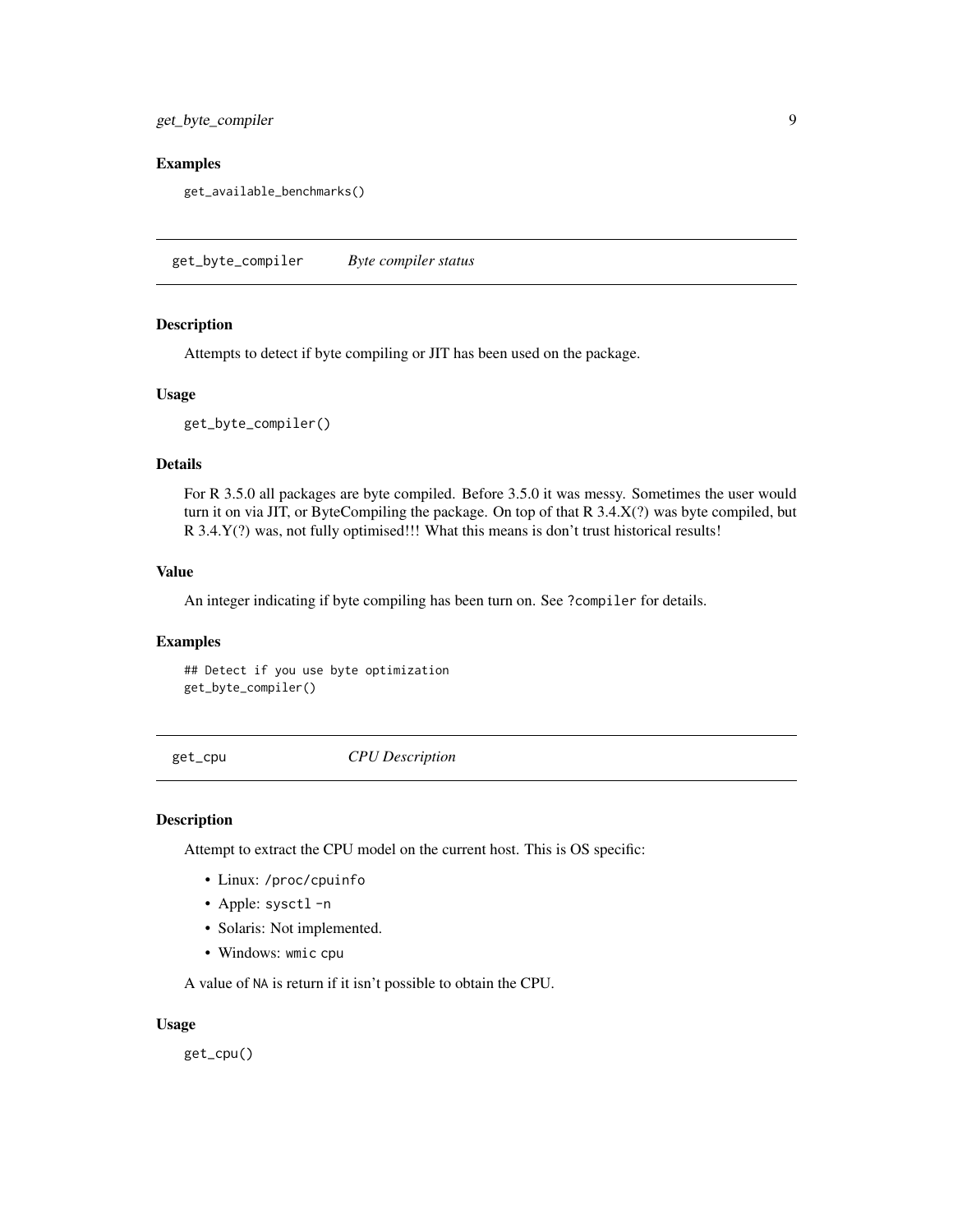### Examples

```
get_available_benchmarks()
```

## get_byte_compiler *Byte compiler status*

### Description

Attempts to detect if byte compiling or JIT has been used on the package.

### Usage

```
get_byte_compiler()
```

### Details

For R 3.5.0 all packages are byte compiled. Before 3.5.0 it was messy. Sometimes the user would turn it on via JIT, or ByteCompiling the package. On top of that R 3.4.X(?) was byte compiled, but R 3.4.Y(?) was, not fully optimised!!! What this means is don't trust historical results!

### Value

An integer indicating if byte compiling has been turn on. See `?compiler` for details.

### Examples

```
## Detect if you use byte optimization
get_byte_compiler()
```

## get_cpu *CPU Description*

### Description

Attempt to extract the CPU model on the current host. This is OS specific:

- Linux: `/proc/cpuinfo`
- Apple: `sysctl -n`
- Solaris: Not implemented.
- Windows: `wmic cpu`

A value of `NA` is return if it isn't possible to obtain the CPU.

### Usage

```
get_cpu()
```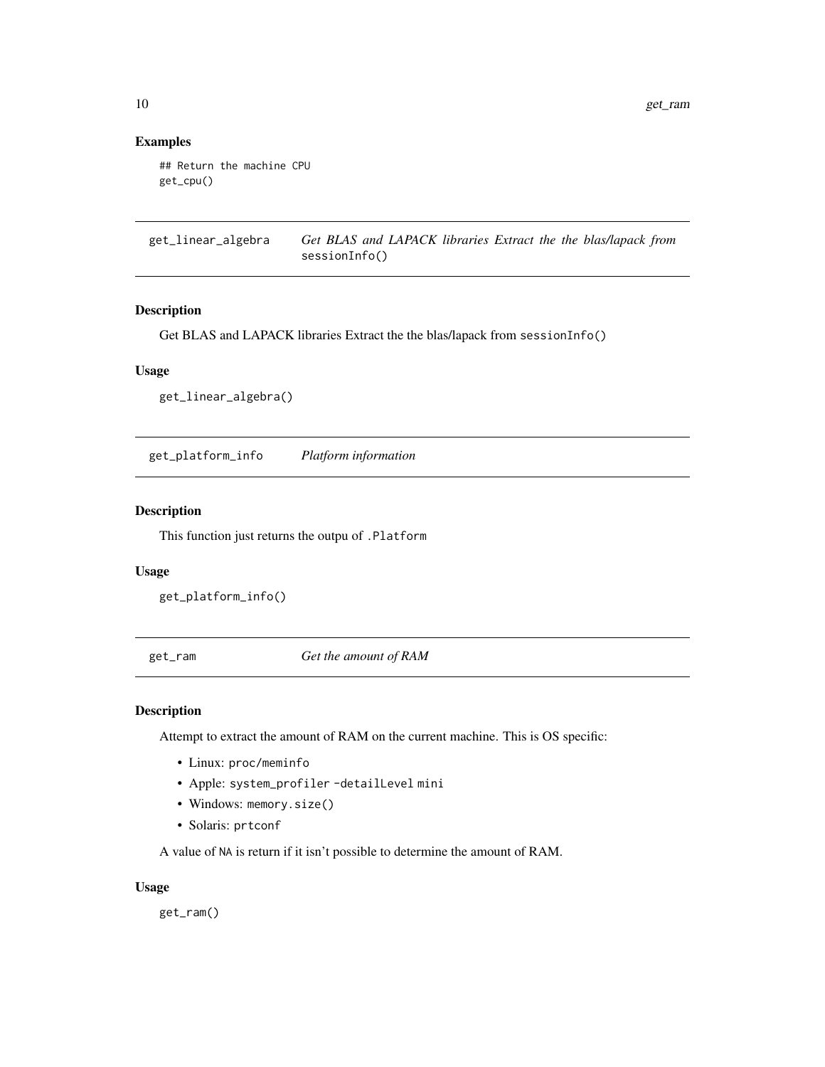### Examples

```
## Return the machine CPU
get_cpu()
```

---

## get_linear_algebra *Get BLAS and LAPACK libraries Extract the the blas/lapack from* `sessionInfo()`

### Description

Get BLAS and LAPACK libraries Extract the the blas/lapack from `sessionInfo()`

### Usage

```
get_linear_algebra()
```

---

## get_platform_info *Platform information*

### Description

This function just returns the outpu of `.Platform`

### Usage

```
get_platform_info()
```

---

## get_ram *Get the amount of RAM*

### Description

Attempt to extract the amount of RAM on the current machine. This is OS specific:

- Linux: `proc/meminfo`
- Apple: `system_profiler -detailLevel mini`
- Windows: `memory.size()`
- Solaris: `prtconf`

A value of `NA` is return if it isn't possible to determine the amount of RAM.

### Usage

```
get_ram()
```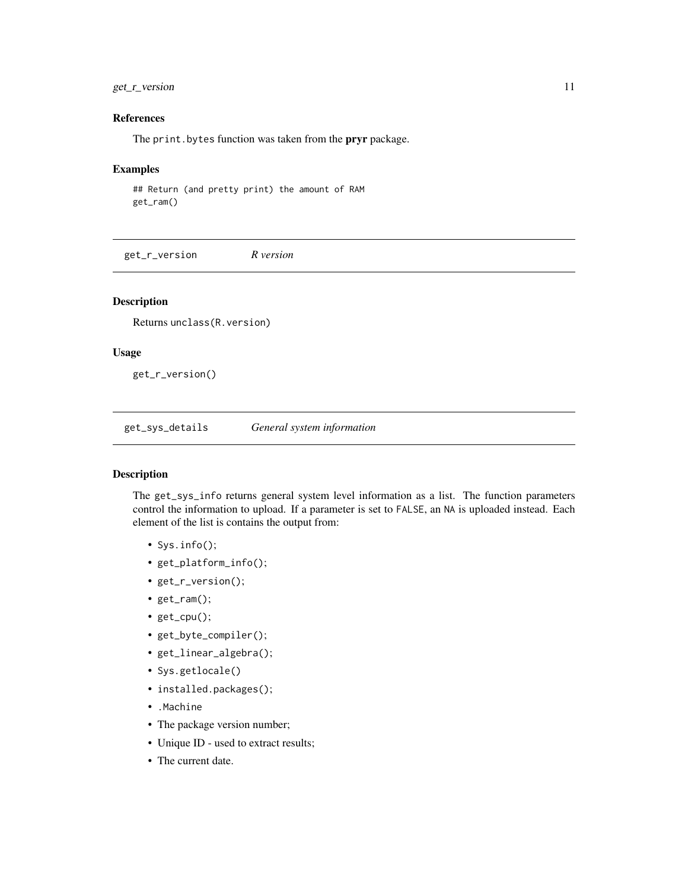### References

The `print.bytes` function was taken from the **pryr** package.

### Examples

```
## Return (and pretty print) the amount of RAM
get_ram()
```

---

## get_r_version *R version*

### Description

Returns `unclass(R.version)`

### Usage

```
get_r_version()
```

---

## get_sys_details *General system information*

### Description

The `get_sys_info` returns general system level information as a list. The function parameters control the information to upload. If a parameter is set to `FALSE`, an `NA` is uploaded instead. Each element of the list is contains the output from:

- `Sys.info()`;
- `get_platform_info()`;
- `get_r_version()`;
- `get_ram()`;
- `get_cpu()`;
- `get_byte_compiler()`;
- `get_linear_algebra()`;
- `Sys.getlocale()`
- `installed.packages()`;
- `.Machine`
- The package version number;
- Unique ID - used to extract results;
- The current date.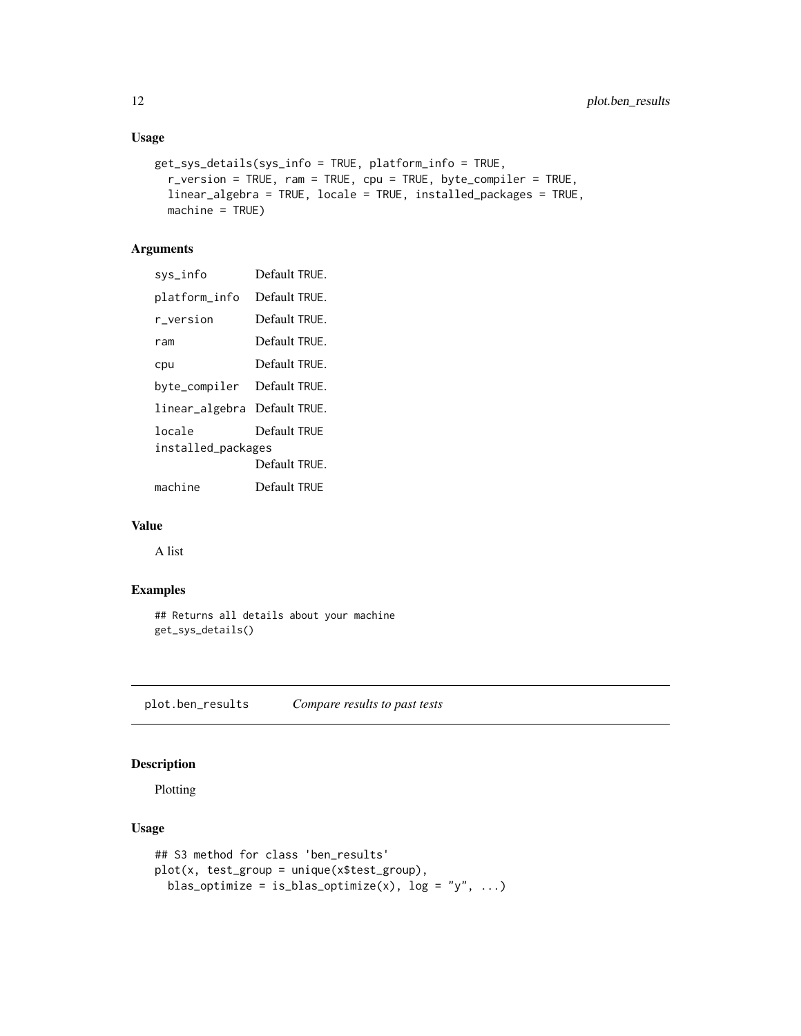### Usage

```
get_sys_details(sys_info = TRUE, platform_info = TRUE,
  r_version = TRUE, ram = TRUE, cpu = TRUE, byte_compiler = TRUE,
  linear_algebra = TRUE, locale = TRUE, installed_packages = TRUE,
  machine = TRUE)
```

### Arguments

| | |
|---|---|
| `sys_info` | Default TRUE. |
| `platform_info` | Default TRUE. |
| `r_version` | Default TRUE. |
| `ram` | Default TRUE. |
| `cpu` | Default TRUE. |
| `byte_compiler` | Default TRUE. |
| `linear_algebra` | Default TRUE. |
| `locale` | Default TRUE |
| `installed_packages` | Default TRUE. |
| `machine` | Default TRUE |

### Value

A list

### Examples

```
## Returns all details about your machine
get_sys_details()
```

---

## plot.ben_results — *Compare results to past tests*

### Description

Plotting

### Usage

```
## S3 method for class 'ben_results'
plot(x, test_group = unique(x$test_group),
  blas_optimize = is_blas_optimize(x), log = "y", ...)
```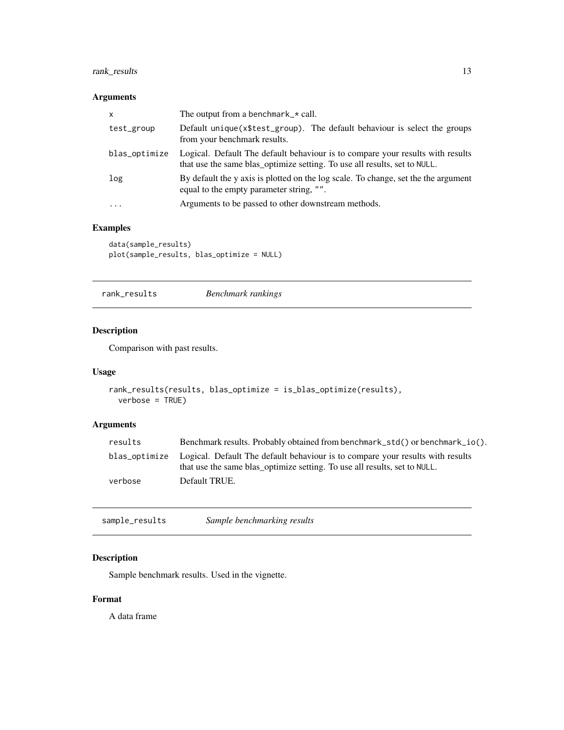### Arguments

| | |
|---|---|
| x | The output from a benchmark_* call. |
| test_group | Default unique(x$test_group). The default behaviour is select the groups from your benchmark results. |
| blas_optimize | Logical. Default The default behaviour is to compare your results with results that use the same blas_optimize setting. To use all results, set to NULL. |
| log | By default the y axis is plotted on the log scale. To change, set the the argument equal to the empty parameter string, "". |
| ... | Arguments to be passed to other downstream methods. |

### Examples

```
data(sample_results)
plot(sample_results, blas_optimize = NULL)
```

---

## rank_results *Benchmark rankings*

---

### Description

Comparison with past results.

### Usage

```
rank_results(results, blas_optimize = is_blas_optimize(results),
  verbose = TRUE)
```

### Arguments

| | |
|---|---|
| results | Benchmark results. Probably obtained from benchmark_std() or benchmark_io(). |
| blas_optimize | Logical. Default The default behaviour is to compare your results with results that use the same blas_optimize setting. To use all results, set to NULL. |
| verbose | Default TRUE. |

---

## sample_results *Sample benchmarking results*

---

### Description

Sample benchmark results. Used in the vignette.

### Format

A data frame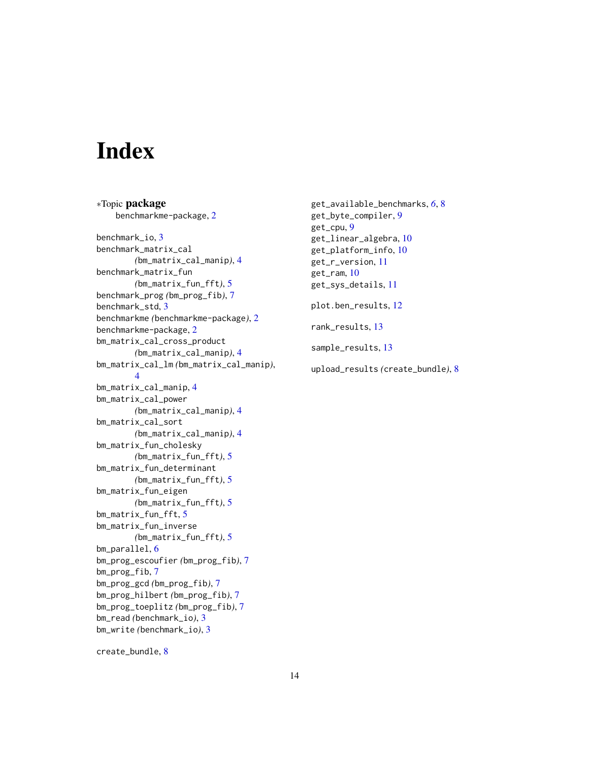# Index

∗Topic **package**
benchmarkme-package, 2

benchmark_io, 3
benchmark_matrix_cal (bm_matrix_cal_manip), 4
benchmark_matrix_fun (bm_matrix_fun_fft), 5
benchmark_prog (bm_prog_fib), 7
benchmark_std, 3
benchmarkme (benchmarkme-package), 2
benchmarkme-package, 2
bm_matrix_cal_cross_product (bm_matrix_cal_manip), 4
bm_matrix_cal_lm (bm_matrix_cal_manip), 4
bm_matrix_cal_manip, 4
bm_matrix_cal_power (bm_matrix_cal_manip), 4
bm_matrix_cal_sort (bm_matrix_cal_manip), 4
bm_matrix_fun_cholesky (bm_matrix_fun_fft), 5
bm_matrix_fun_determinant (bm_matrix_fun_fft), 5
bm_matrix_fun_eigen (bm_matrix_fun_fft), 5
bm_matrix_fun_fft, 5
bm_matrix_fun_inverse (bm_matrix_fun_fft), 5
bm_parallel, 6
bm_prog_escoufier (bm_prog_fib), 7
bm_prog_fib, 7
bm_prog_gcd (bm_prog_fib), 7
bm_prog_hilbert (bm_prog_fib), 7
bm_prog_toeplitz (bm_prog_fib), 7
bm_read (benchmark_io), 3
bm_write (benchmark_io), 3

create_bundle, 8

get_available_benchmarks, *6*, 8
get_byte_compiler, 9
get_cpu, 9
get_linear_algebra, 10
get_platform_info, 10
get_r_version, 11
get_ram, 10
get_sys_details, 11

plot.ben_results, 12

rank_results, 13

sample_results, 13

upload_results (create_bundle), 8